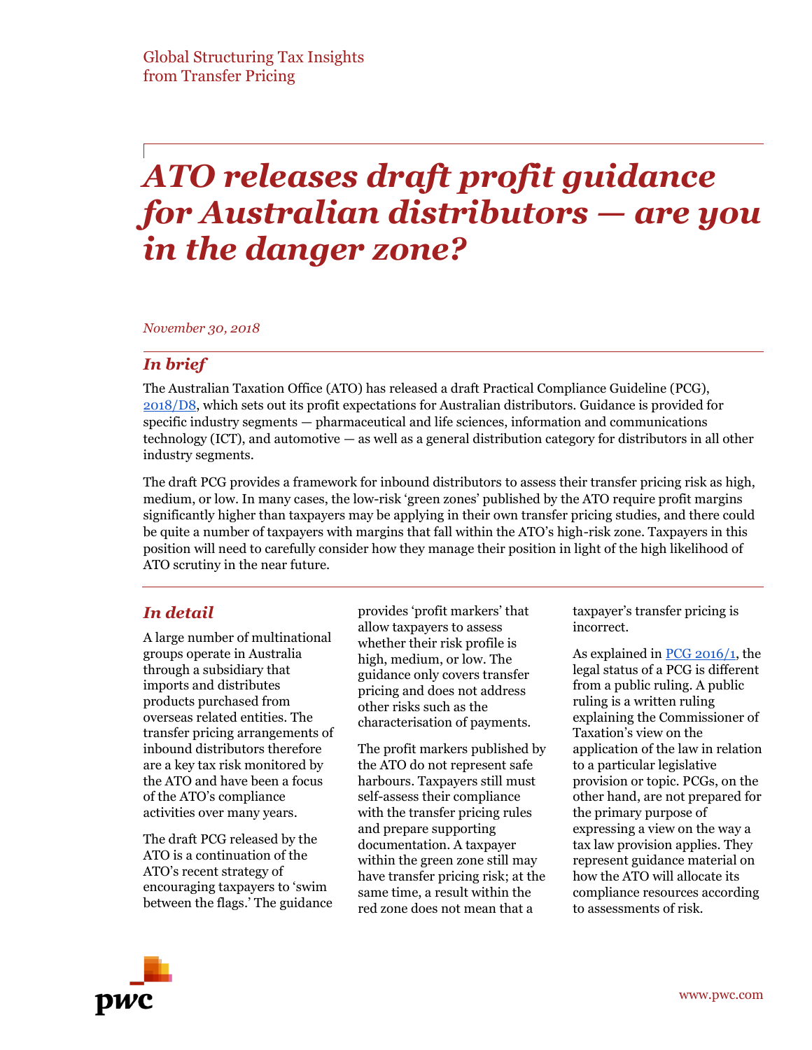Global Structuring Tax Insights from Transfer Pricing

# ATO releases draft profit guidance for Australian distributors — are you in the danger zone?

*November 30, 2018*

## In brief

The Australian Taxation Office (ATO) has released a draft Practical Compliance Guideline (PCG), 2018/D8, which sets out its profit expectations for Australian distributors. Guidance is provided for specific industry segments — pharmaceutical and life sciences, information and communications technology (ICT), and automotive — as well as a general distribution category for distributors in all other industry segments.

The draft PCG provides a framework for inbound distributors to assess their transfer pricing risk as high, medium, or low. In many cases, the low-risk 'green zones' published by the ATO require profit margins significantly higher than taxpayers may be applying in their own transfer pricing studies, and there could be quite a number of taxpayers with margins that fall within the ATO's high-risk zone. Taxpayers in this position will need to carefully consider how they manage their position in light of the high likelihood of ATO scrutiny in the near future.

## In detail

A large number of multinational groups operate in Australia through a subsidiary that imports and distributes products purchased from overseas related entities. The transfer pricing arrangements of inbound distributors therefore are a key tax risk monitored by the ATO and have been a focus of the ATO's compliance activities over many years.

The draft PCG released by the ATO is a continuation of the ATO's recent strategy of encouraging taxpayers to 'swim between the flags.' The guidance provides 'profit markers' that allow taxpayers to assess whether their risk profile is high, medium, or low. The guidance only covers transfer pricing and does not address other risks such as the characterisation of payments.

The profit markers published by the ATO do not represent safe harbours. Taxpayers still must self-assess their compliance with the transfer pricing rules and prepare supporting documentation. A taxpayer within the green zone still may have transfer pricing risk; at the same time, a result within the red zone does not mean that a taxpayer's transfer pricing is incorrect.

As explained in PCG 2016/1, the legal status of a PCG is different from a public ruling. A public ruling is a written ruling explaining the Commissioner of Taxation's view on the application of the law in relation to a particular legislative provision or topic. PCGs, on the other hand, are not prepared for the primary purpose of expressing a view on the way a tax law provision applies. They represent guidance material on how the ATO will allocate its compliance resources according to assessments of risk.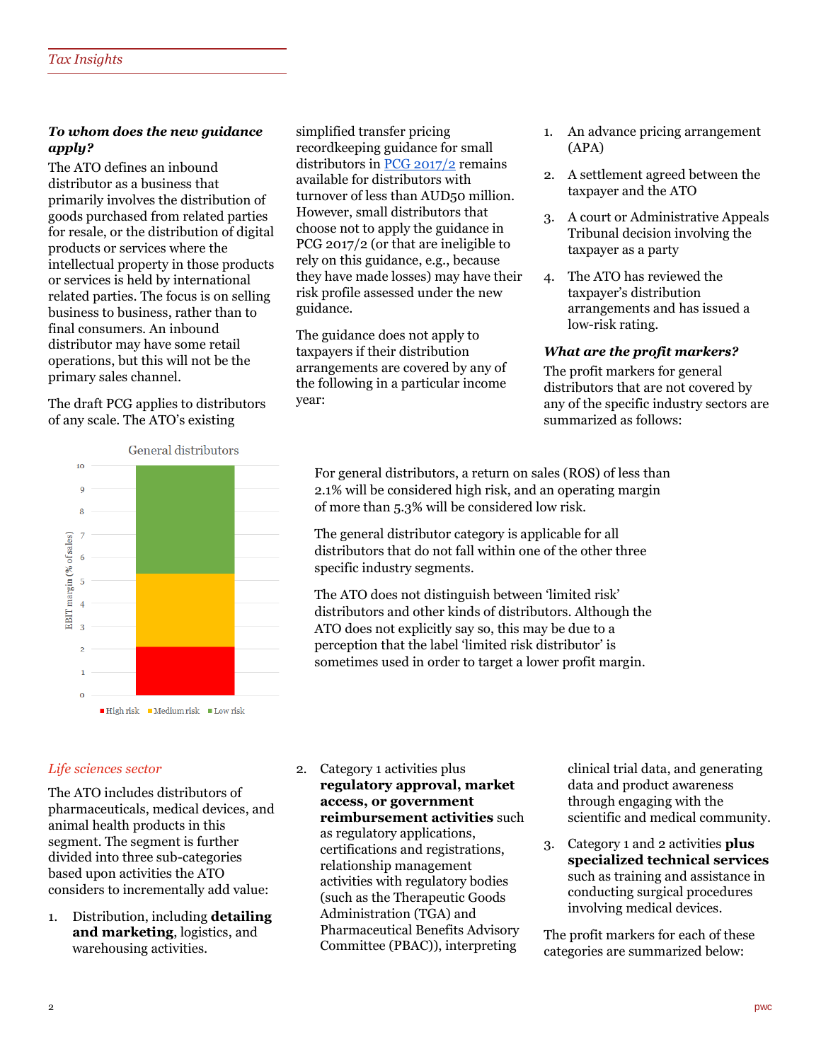***To whom does the new guidance apply?***

The ATO defines an inbound distributor as a business that primarily involves the distribution of goods purchased from related parties for resale, or the distribution of digital products or services where the intellectual property in those products or services is held by international related parties. The focus is on selling business to business, rather than to final consumers. An inbound distributor may have some retail operations, but this will not be the primary sales channel.

The draft PCG applies to distributors of any scale. The ATO's existing simplified transfer pricing recordkeeping guidance for small distributors in [PCG 2017/2] remains available for distributors with turnover of less than AUD50 million. However, small distributors that choose not to apply the guidance in PCG 2017/2 (or that are ineligible to rely on this guidance, e.g., because they have made losses) may have their risk profile assessed under the new guidance.

The guidance does not apply to taxpayers if their distribution arrangements are covered by any of the following in a particular income year:

1. An advance pricing arrangement (APA)
2. A settlement agreed between the taxpayer and the ATO
3. A court or Administrative Appeals Tribunal decision involving the taxpayer as a party
4. The ATO has reviewed the taxpayer's distribution arrangements and has issued a low-risk rating.

***What are the profit markers?***

The profit markers for general distributors that are not covered by any of the specific industry sectors are summarized as follows:

General distributors

| EBIT margin (% of sales) | Risk |
|---|---|
| 0 – 2.1 | High risk |
| 2.1 – 5.3 | Medium risk |
| 5.3 – 10 | Low risk |

For general distributors, a return on sales (ROS) of less than 2.1% will be considered high risk, and an operating margin of more than 5.3% will be considered low risk.

The general distributor category is applicable for all distributors that do not fall within one of the other three specific industry segments.

The ATO does not distinguish between 'limited risk' distributors and other kinds of distributors. Although the ATO does not explicitly say so, this may be due to a perception that the label 'limited risk distributor' is sometimes used in order to target a lower profit margin.

*Life sciences sector*

The ATO includes distributors of pharmaceuticals, medical devices, and animal health products in this segment. The segment is further divided into three sub-categories based upon activities the ATO considers to incrementally add value:

1. Distribution, including **detailing and marketing**, logistics, and warehousing activities.
2. Category 1 activities plus **regulatory approval, market access, or government reimbursement activities** such as regulatory applications, certifications and registrations, relationship management activities with regulatory bodies (such as the Therapeutic Goods Administration (TGA) and Pharmaceutical Benefits Advisory Committee (PBAC)), interpreting clinical trial data, and generating data and product awareness through engaging with the scientific and medical community.
3. Category 1 and 2 activities **plus specialized technical services** such as training and assistance in conducting surgical procedures involving medical devices.

The profit markers for each of these categories are summarized below: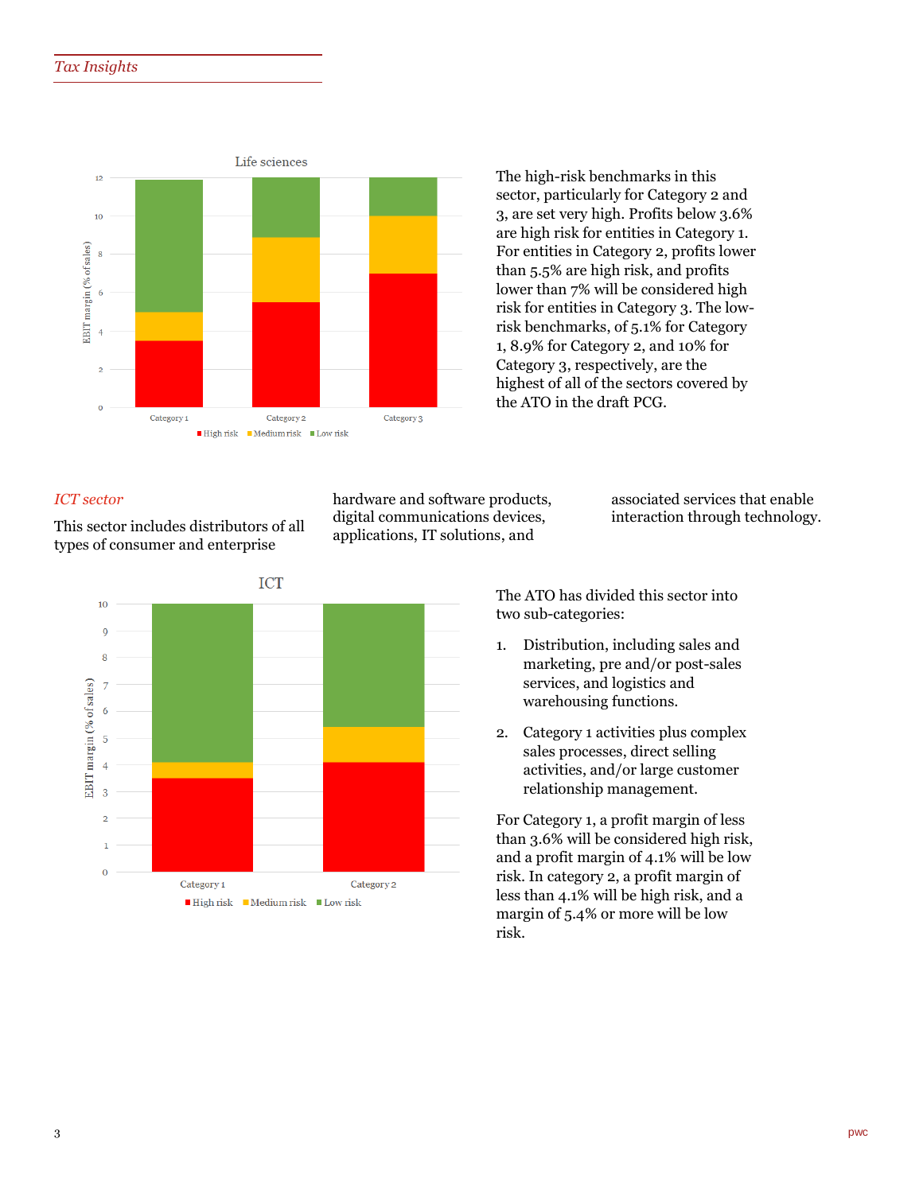The high-risk benchmarks in this sector, particularly for Category 2 and 3, are set very high. Profits below 3.6% are high risk for entities in Category 1. For entities in Category 2, profits lower than 5.5% are high risk, and profits lower than 7% will be considered high risk for entities in Category 3. The low-risk benchmarks, of 5.1% for Category 1, 8.9% for Category 2, and 10% for Category 3, respectively, are the highest of all of the sectors covered by the ATO in the draft PCG.

## *ICT sector*

This sector includes distributors of all types of consumer and enterprise hardware and software products, digital communications devices, applications, IT solutions, and associated services that enable interaction through technology.

The ATO has divided this sector into two sub-categories:

1. Distribution, including sales and marketing, pre and/or post-sales services, and logistics and warehousing functions.
2. Category 1 activities plus complex sales processes, direct selling activities, and/or large customer relationship management.

For Category 1, a profit margin of less than 3.6% will be considered high risk, and a profit margin of 4.1% will be low risk. In category 2, a profit margin of less than 4.1% will be high risk, and a margin of 5.4% or more will be low risk.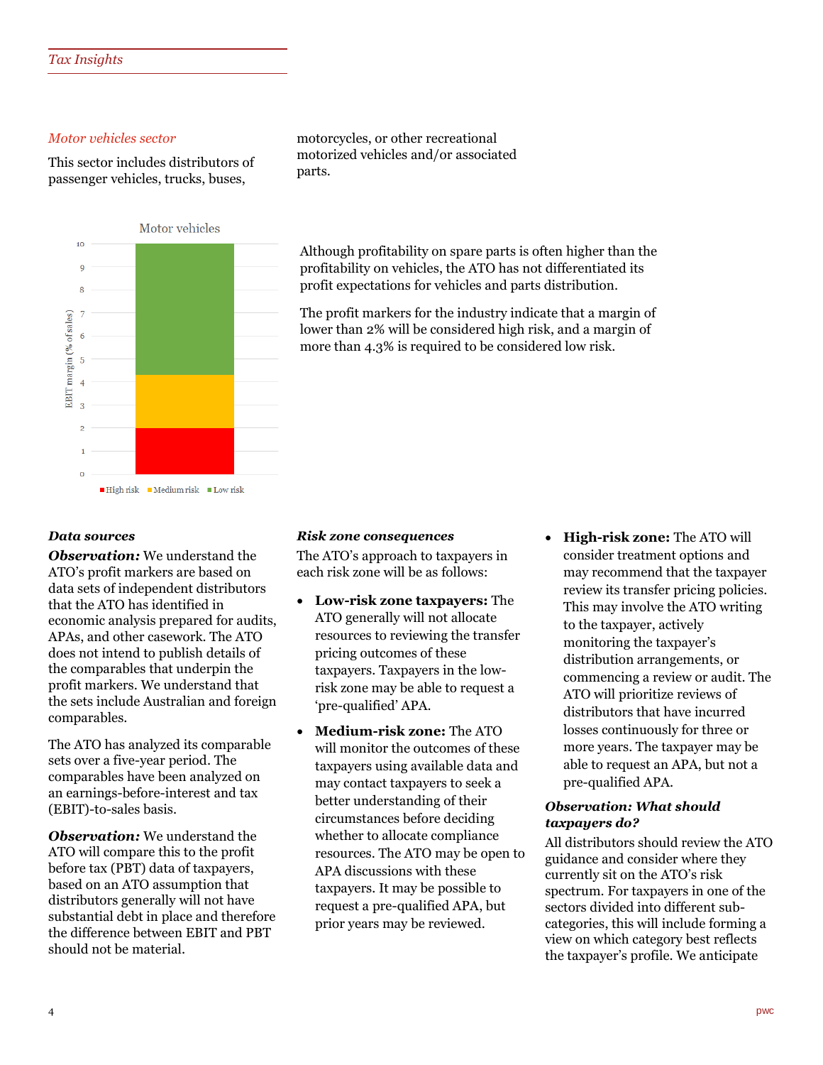### *Motor vehicles sector*

This sector includes distributors of passenger vehicles, trucks, buses, motorcycles, or other recreational motorized vehicles and/or associated parts.

Although profitability on spare parts is often higher than the profitability on vehicles, the ATO has not differentiated its profit expectations for vehicles and parts distribution.

The profit markers for the industry indicate that a margin of lower than 2% will be considered high risk, and a margin of more than 4.3% is required to be considered low risk.

***Data sources***

***Observation:*** We understand the ATO's profit markers are based on data sets of independent distributors that the ATO has identified in economic analysis prepared for audits, APAs, and other casework. The ATO does not intend to publish details of the comparables that underpin the profit markers. We understand that the sets include Australian and foreign comparables.

The ATO has analyzed its comparable sets over a five-year period. The comparables have been analyzed on an earnings-before-interest and tax (EBIT)-to-sales basis.

***Observation:*** We understand the ATO will compare this to the profit before tax (PBT) data of taxpayers, based on an ATO assumption that distributors generally will not have substantial debt in place and therefore the difference between EBIT and PBT should not be material.

***Risk zone consequences***

The ATO's approach to taxpayers in each risk zone will be as follows:

- **Low-risk zone taxpayers:** The ATO generally will not allocate resources to reviewing the transfer pricing outcomes of these taxpayers. Taxpayers in the low-risk zone may be able to request a 'pre-qualified' APA.
- **Medium-risk zone:** The ATO will monitor the outcomes of these taxpayers using available data and may contact taxpayers to seek a better understanding of their circumstances before deciding whether to allocate compliance resources. The ATO may be open to APA discussions with these taxpayers. It may be possible to request a pre-qualified APA, but prior years may be reviewed.
- **High-risk zone:** The ATO will consider treatment options and may recommend that the taxpayer review its transfer pricing policies. This may involve the ATO writing to the taxpayer, actively monitoring the taxpayer's distribution arrangements, or commencing a review or audit. The ATO will prioritize reviews of distributors that have incurred losses continuously for three or more years. The taxpayer may be able to request an APA, but not a pre-qualified APA.

***Observation: What should taxpayers do?***

All distributors should review the ATO guidance and consider where they currently sit on the ATO's risk spectrum. For taxpayers in one of the sectors divided into different sub-categories, this will include forming a view on which category best reflects the taxpayer's profile. We anticipate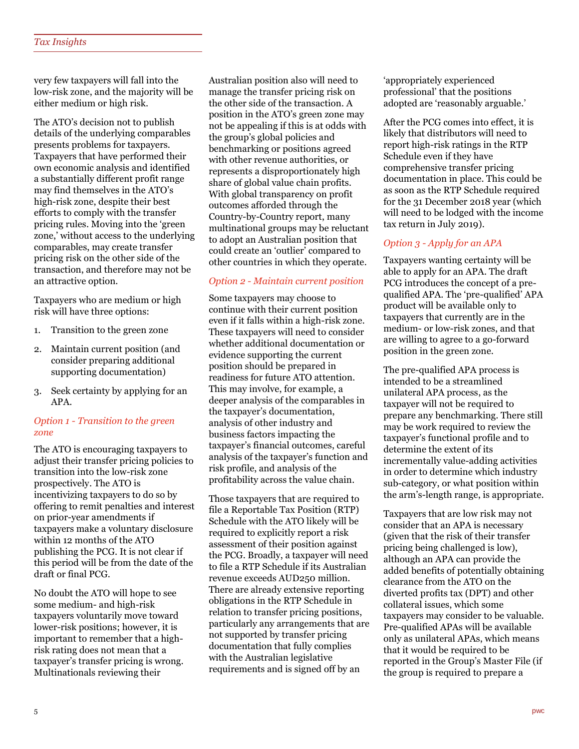very few taxpayers will fall into the low-risk zone, and the majority will be either medium or high risk.

The ATO's decision not to publish details of the underlying comparables presents problems for taxpayers. Taxpayers that have performed their own economic analysis and identified a substantially different profit range may find themselves in the ATO's high-risk zone, despite their best efforts to comply with the transfer pricing rules. Moving into the 'green zone,' without access to the underlying comparables, may create transfer pricing risk on the other side of the transaction, and therefore may not be an attractive option.

Taxpayers who are medium or high risk will have three options:

1. Transition to the green zone
2. Maintain current position (and consider preparing additional supporting documentation)
3. Seek certainty by applying for an APA.

### *Option 1 - Transition to the green zone*

The ATO is encouraging taxpayers to adjust their transfer pricing policies to transition into the low-risk zone prospectively. The ATO is incentivizing taxpayers to do so by offering to remit penalties and interest on prior-year amendments if taxpayers make a voluntary disclosure within 12 months of the ATO publishing the PCG. It is not clear if this period will be from the date of the draft or final PCG.

No doubt the ATO will hope to see some medium- and high-risk taxpayers voluntarily move toward lower-risk positions; however, it is important to remember that a high-risk rating does not mean that a taxpayer's transfer pricing is wrong. Multinationals reviewing their Australian position also will need to manage the transfer pricing risk on the other side of the transaction. A position in the ATO's green zone may not be appealing if this is at odds with the group's global policies and benchmarking or positions agreed with other revenue authorities, or represents a disproportionately high share of global value chain profits. With global transparency on profit outcomes afforded through the Country-by-Country report, many multinational groups may be reluctant to adopt an Australian position that could create an 'outlier' compared to other countries in which they operate.

### *Option 2 - Maintain current position*

Some taxpayers may choose to continue with their current position even if it falls within a high-risk zone. These taxpayers will need to consider whether additional documentation or evidence supporting the current position should be prepared in readiness for future ATO attention. This may involve, for example, a deeper analysis of the comparables in the taxpayer's documentation, analysis of other industry and business factors impacting the taxpayer's financial outcomes, careful analysis of the taxpayer's function and risk profile, and analysis of the profitability across the value chain.

Those taxpayers that are required to file a Reportable Tax Position (RTP) Schedule with the ATO likely will be required to explicitly report a risk assessment of their position against the PCG. Broadly, a taxpayer will need to file a RTP Schedule if its Australian revenue exceeds AUD250 million. There are already extensive reporting obligations in the RTP Schedule in relation to transfer pricing positions, particularly any arrangements that are not supported by transfer pricing documentation that fully complies with the Australian legislative requirements and is signed off by an 'appropriately experienced professional' that the positions adopted are 'reasonably arguable.'

After the PCG comes into effect, it is likely that distributors will need to report high-risk ratings in the RTP Schedule even if they have comprehensive transfer pricing documentation in place. This could be as soon as the RTP Schedule required for the 31 December 2018 year (which will need to be lodged with the income tax return in July 2019).

### *Option 3 - Apply for an APA*

Taxpayers wanting certainty will be able to apply for an APA. The draft PCG introduces the concept of a pre-qualified APA. The 'pre-qualified' APA product will be available only to taxpayers that currently are in the medium- or low-risk zones, and that are willing to agree to a go-forward position in the green zone.

The pre-qualified APA process is intended to be a streamlined unilateral APA process, as the taxpayer will not be required to prepare any benchmarking. There still may be work required to review the taxpayer's functional profile and to determine the extent of its incrementally value-adding activities in order to determine which industry sub-category, or what position within the arm's-length range, is appropriate.

Taxpayers that are low risk may not consider that an APA is necessary (given that the risk of their transfer pricing being challenged is low), although an APA can provide the added benefits of potentially obtaining clearance from the ATO on the diverted profits tax (DPT) and other collateral issues, which some taxpayers may consider to be valuable. Pre-qualified APAs will be available only as unilateral APAs, which means that it would be required to be reported in the Group's Master File (if the group is required to prepare a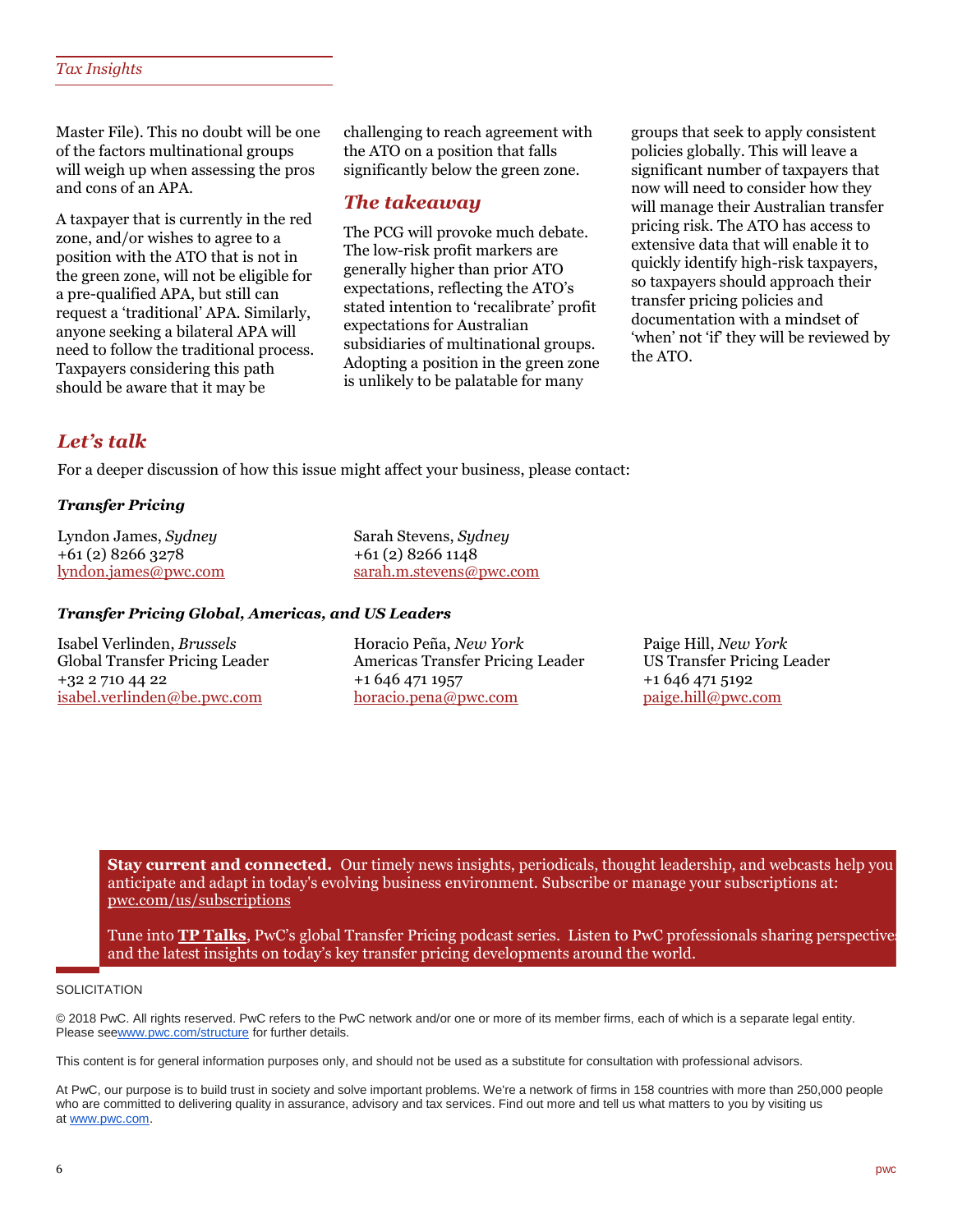Master File). This no doubt will be one of the factors multinational groups will weigh up when assessing the pros and cons of an APA.

A taxpayer that is currently in the red zone, and/or wishes to agree to a position with the ATO that is not in the green zone, will not be eligible for a pre-qualified APA, but still can request a 'traditional' APA. Similarly, anyone seeking a bilateral APA will need to follow the traditional process. Taxpayers considering this path should be aware that it may be challenging to reach agreement with the ATO on a position that falls significantly below the green zone.

## *The takeaway*

The PCG will provoke much debate. The low-risk profit markers are generally higher than prior ATO expectations, reflecting the ATO's stated intention to 'recalibrate' profit expectations for Australian subsidiaries of multinational groups. Adopting a position in the green zone is unlikely to be palatable for many groups that seek to apply consistent policies globally. This will leave a significant number of taxpayers that now will need to consider how they will manage their Australian transfer pricing risk. The ATO has access to extensive data that will enable it to quickly identify high-risk taxpayers, so taxpayers should approach their transfer pricing policies and documentation with a mindset of 'when' not 'if' they will be reviewed by the ATO.

## *Let's talk*

For a deeper discussion of how this issue might affect your business, please contact:

### *Transfer Pricing*

Lyndon James, *Sydney*
+61 (2) 8266 3278
lyndon.james@pwc.com

Sarah Stevens, *Sydney*
+61 (2) 8266 1148
sarah.m.stevens@pwc.com

### *Transfer Pricing Global, Americas, and US Leaders*

Isabel Verlinden, *Brussels*
Global Transfer Pricing Leader
+32 2 710 44 22
isabel.verlinden@be.pwc.com

Horacio Peña, *New York*
Americas Transfer Pricing Leader
+1 646 471 1957
horacio.pena@pwc.com

Paige Hill, *New York*
US Transfer Pricing Leader
+1 646 471 5192
paige.hill@pwc.com

**Stay current and connected.** Our timely news insights, periodicals, thought leadership, and webcasts help you anticipate and adapt in today's evolving business environment. Subscribe or manage your subscriptions at: pwc.com/us/subscriptions

Tune into **TP Talks**, PwC's global Transfer Pricing podcast series. Listen to PwC professionals sharing perspectives and the latest insights on today's key transfer pricing developments around the world.

SOLICITATION

© 2018 PwC. All rights reserved. PwC refers to the PwC network and/or one or more of its member firms, each of which is a separate legal entity. Please seewww.pwc.com/structure for further details.

This content is for general information purposes only, and should not be used as a substitute for consultation with professional advisors.

At PwC, our purpose is to build trust in society and solve important problems. We're a network of firms in 158 countries with more than 250,000 people who are committed to delivering quality in assurance, advisory and tax services. Find out more and tell us what matters to you by visiting us at www.pwc.com.